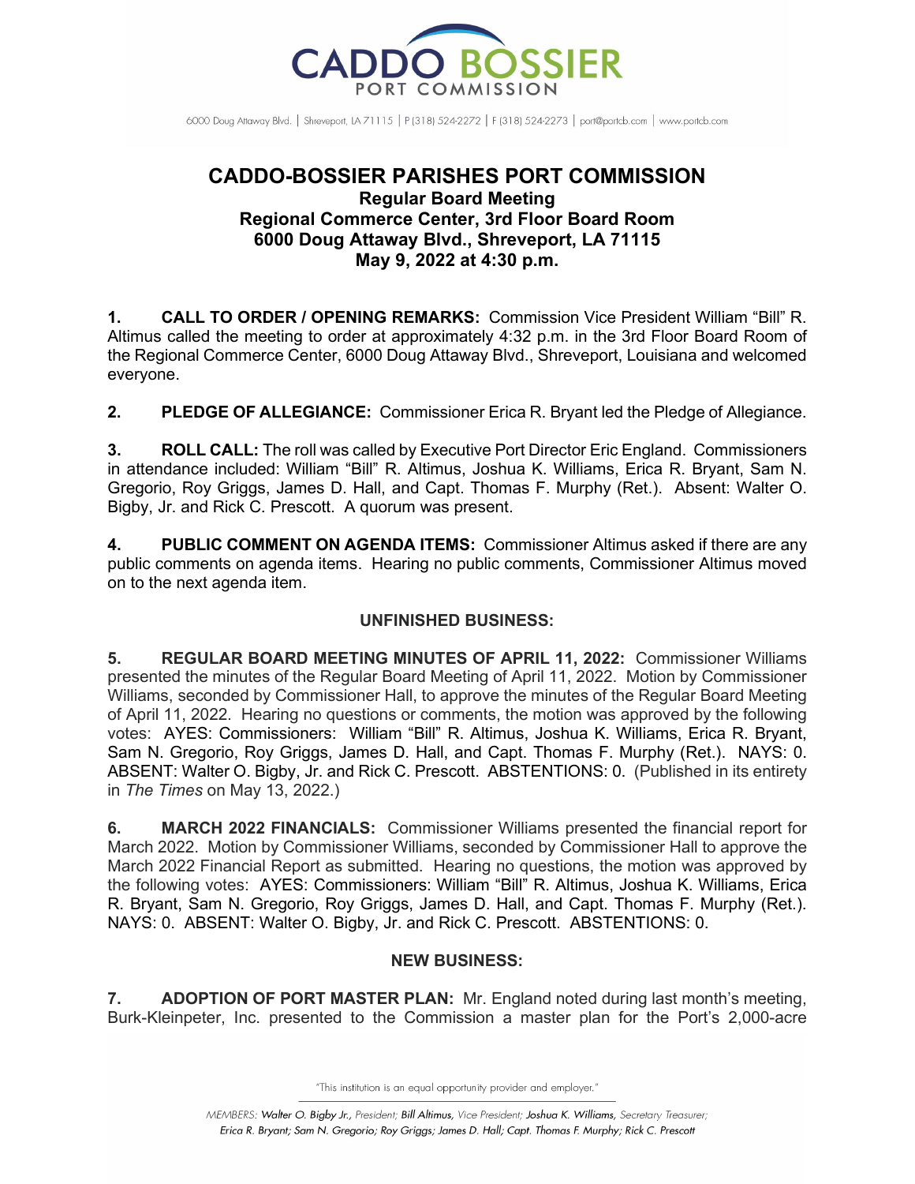# CADDO-BOSSIER PARISHES PORT COMMISSION

## Regular Board Meeting
## Regional Commerce Center, 3rd Floor Board Room
## 6000 Doug Attaway Blvd., Shreveport, LA 71115
## May 9, 2022 at 4:30 p.m.

**1. CALL TO ORDER / OPENING REMARKS:** Commission Vice President William "Bill" R. Altimus called the meeting to order at approximately 4:32 p.m. in the 3rd Floor Board Room of the Regional Commerce Center, 6000 Doug Attaway Blvd., Shreveport, Louisiana and welcomed everyone.

**2. PLEDGE OF ALLEGIANCE:** Commissioner Erica R. Bryant led the Pledge of Allegiance.

**3. ROLL CALL:** The roll was called by Executive Port Director Eric England. Commissioners in attendance included: William "Bill" R. Altimus, Joshua K. Williams, Erica R. Bryant, Sam N. Gregorio, Roy Griggs, James D. Hall, and Capt. Thomas F. Murphy (Ret.). Absent: Walter O. Bigby, Jr. and Rick C. Prescott. A quorum was present.

**4. PUBLIC COMMENT ON AGENDA ITEMS:** Commissioner Altimus asked if there are any public comments on agenda items. Hearing no public comments, Commissioner Altimus moved on to the next agenda item.

### UNFINISHED BUSINESS:

**5. REGULAR BOARD MEETING MINUTES OF APRIL 11, 2022:** Commissioner Williams presented the minutes of the Regular Board Meeting of April 11, 2022. Motion by Commissioner Williams, seconded by Commissioner Hall, to approve the minutes of the Regular Board Meeting of April 11, 2022. Hearing no questions or comments, the motion was approved by the following votes: AYES: Commissioners: William "Bill" R. Altimus, Joshua K. Williams, Erica R. Bryant, Sam N. Gregorio, Roy Griggs, James D. Hall, and Capt. Thomas F. Murphy (Ret.). NAYS: 0. ABSENT: Walter O. Bigby, Jr. and Rick C. Prescott. ABSTENTIONS: 0. (Published in its entirety in *The Times* on May 13, 2022.)

**6. MARCH 2022 FINANCIALS:** Commissioner Williams presented the financial report for March 2022. Motion by Commissioner Williams, seconded by Commissioner Hall to approve the March 2022 Financial Report as submitted. Hearing no questions, the motion was approved by the following votes: AYES: Commissioners: William "Bill" R. Altimus, Joshua K. Williams, Erica R. Bryant, Sam N. Gregorio, Roy Griggs, James D. Hall, and Capt. Thomas F. Murphy (Ret.). NAYS: 0. ABSENT: Walter O. Bigby, Jr. and Rick C. Prescott. ABSTENTIONS: 0.

### NEW BUSINESS:

**7. ADOPTION OF PORT MASTER PLAN:** Mr. England noted during last month's meeting, Burk-Kleinpeter, Inc. presented to the Commission a master plan for the Port's 2,000-acre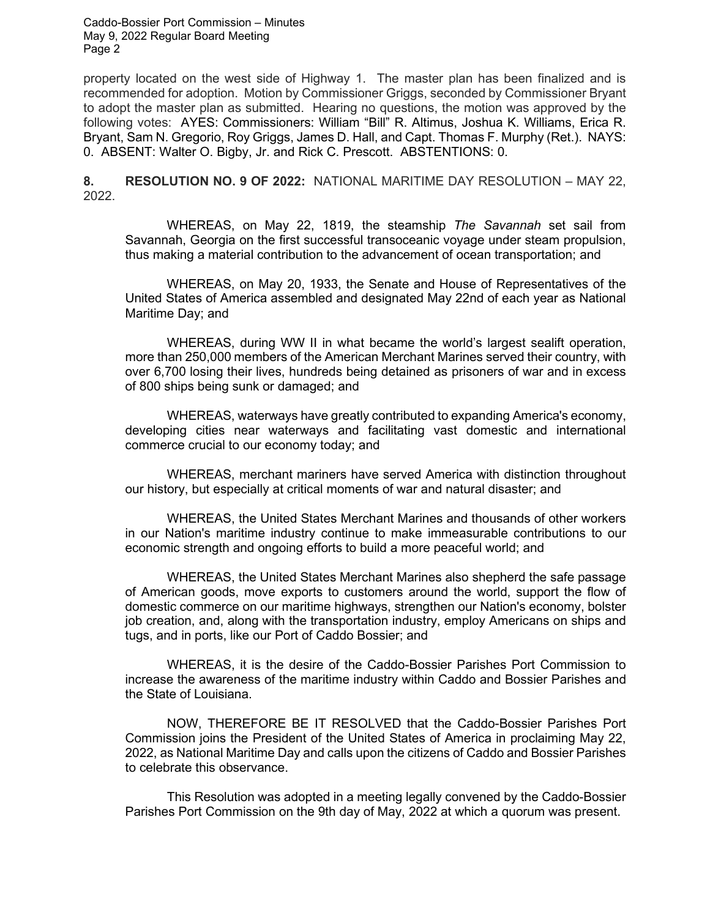property located on the west side of Highway 1. The master plan has been finalized and is recommended for adoption. Motion by Commissioner Griggs, seconded by Commissioner Bryant to adopt the master plan as submitted. Hearing no questions, the motion was approved by the following votes: AYES: Commissioners: William "Bill" R. Altimus, Joshua K. Williams, Erica R. Bryant, Sam N. Gregorio, Roy Griggs, James D. Hall, and Capt. Thomas F. Murphy (Ret.). NAYS: 0. ABSENT: Walter O. Bigby, Jr. and Rick C. Prescott. ABSTENTIONS: 0.

**8. RESOLUTION NO. 9 OF 2022:** NATIONAL MARITIME DAY RESOLUTION – MAY 22, 2022.

> WHEREAS, on May 22, 1819, the steamship *The Savannah* set sail from Savannah, Georgia on the first successful transoceanic voyage under steam propulsion, thus making a material contribution to the advancement of ocean transportation; and
>
> WHEREAS, on May 20, 1933, the Senate and House of Representatives of the United States of America assembled and designated May 22nd of each year as National Maritime Day; and
>
> WHEREAS, during WW II in what became the world's largest sealift operation, more than 250,000 members of the American Merchant Marines served their country, with over 6,700 losing their lives, hundreds being detained as prisoners of war and in excess of 800 ships being sunk or damaged; and
>
> WHEREAS, waterways have greatly contributed to expanding America's economy, developing cities near waterways and facilitating vast domestic and international commerce crucial to our economy today; and
>
> WHEREAS, merchant mariners have served America with distinction throughout our history, but especially at critical moments of war and natural disaster; and
>
> WHEREAS, the United States Merchant Marines and thousands of other workers in our Nation's maritime industry continue to make immeasurable contributions to our economic strength and ongoing efforts to build a more peaceful world; and
>
> WHEREAS, the United States Merchant Marines also shepherd the safe passage of American goods, move exports to customers around the world, support the flow of domestic commerce on our maritime highways, strengthen our Nation's economy, bolster job creation, and, along with the transportation industry, employ Americans on ships and tugs, and in ports, like our Port of Caddo Bossier; and
>
> WHEREAS, it is the desire of the Caddo-Bossier Parishes Port Commission to increase the awareness of the maritime industry within Caddo and Bossier Parishes and the State of Louisiana.
>
> NOW, THEREFORE BE IT RESOLVED that the Caddo-Bossier Parishes Port Commission joins the President of the United States of America in proclaiming May 22, 2022, as National Maritime Day and calls upon the citizens of Caddo and Bossier Parishes to celebrate this observance.
>
> This Resolution was adopted in a meeting legally convened by the Caddo-Bossier Parishes Port Commission on the 9th day of May, 2022 at which a quorum was present.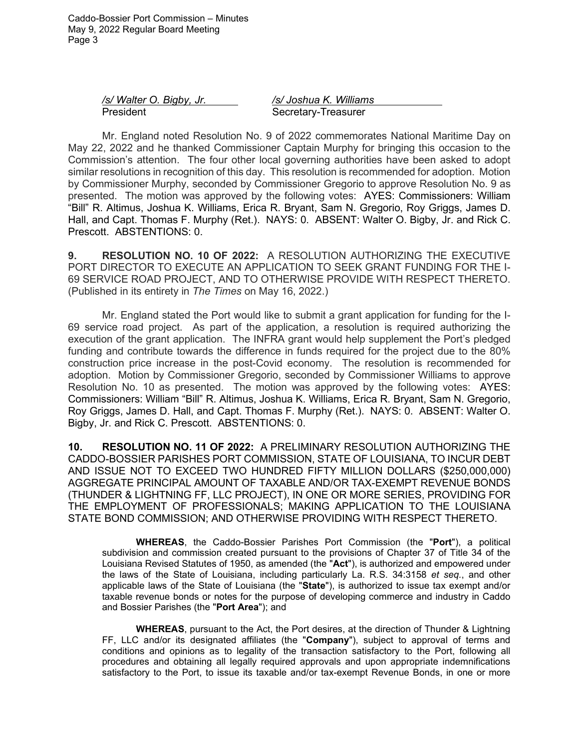/s/ Walter O. Bigby, Jr. President

/s/ Joshua K. Williams Secretary-Treasurer

Mr. England noted Resolution No. 9 of 2022 commemorates National Maritime Day on May 22, 2022 and he thanked Commissioner Captain Murphy for bringing this occasion to the Commission's attention. The four other local governing authorities have been asked to adopt similar resolutions in recognition of this day. This resolution is recommended for adoption. Motion by Commissioner Murphy, seconded by Commissioner Gregorio to approve Resolution No. 9 as presented. The motion was approved by the following votes: AYES: Commissioners: William "Bill" R. Altimus, Joshua K. Williams, Erica R. Bryant, Sam N. Gregorio, Roy Griggs, James D. Hall, and Capt. Thomas F. Murphy (Ret.). NAYS: 0. ABSENT: Walter O. Bigby, Jr. and Rick C. Prescott. ABSTENTIONS: 0.

**9. RESOLUTION NO. 10 OF 2022:** A RESOLUTION AUTHORIZING THE EXECUTIVE PORT DIRECTOR TO EXECUTE AN APPLICATION TO SEEK GRANT FUNDING FOR THE I-69 SERVICE ROAD PROJECT, AND TO OTHERWISE PROVIDE WITH RESPECT THERETO. (Published in its entirety in *The Times* on May 16, 2022.)

Mr. England stated the Port would like to submit a grant application for funding for the I-69 service road project. As part of the application, a resolution is required authorizing the execution of the grant application. The INFRA grant would help supplement the Port's pledged funding and contribute towards the difference in funds required for the project due to the 80% construction price increase in the post-Covid economy. The resolution is recommended for adoption. Motion by Commissioner Gregorio, seconded by Commissioner Williams to approve Resolution No. 10 as presented. The motion was approved by the following votes: AYES: Commissioners: William "Bill" R. Altimus, Joshua K. Williams, Erica R. Bryant, Sam N. Gregorio, Roy Griggs, James D. Hall, and Capt. Thomas F. Murphy (Ret.). NAYS: 0. ABSENT: Walter O. Bigby, Jr. and Rick C. Prescott. ABSTENTIONS: 0.

**10. RESOLUTION NO. 11 OF 2022:** A PRELIMINARY RESOLUTION AUTHORIZING THE CADDO-BOSSIER PARISHES PORT COMMISSION, STATE OF LOUISIANA, TO INCUR DEBT AND ISSUE NOT TO EXCEED TWO HUNDRED FIFTY MILLION DOLLARS ($250,000,000) AGGREGATE PRINCIPAL AMOUNT OF TAXABLE AND/OR TAX-EXEMPT REVENUE BONDS (THUNDER & LIGHTNING FF, LLC PROJECT), IN ONE OR MORE SERIES, PROVIDING FOR THE EMPLOYMENT OF PROFESSIONALS; MAKING APPLICATION TO THE LOUISIANA STATE BOND COMMISSION; AND OTHERWISE PROVIDING WITH RESPECT THERETO.

> **WHEREAS**, the Caddo-Bossier Parishes Port Commission (the "**Port**"), a political subdivision and commission created pursuant to the provisions of Chapter 37 of Title 34 of the Louisiana Revised Statutes of 1950, as amended (the "**Act**"), is authorized and empowered under the laws of the State of Louisiana, including particularly La. R.S. 34:3158 *et seq.*, and other applicable laws of the State of Louisiana (the "**State**"), is authorized to issue tax exempt and/or taxable revenue bonds or notes for the purpose of developing commerce and industry in Caddo and Bossier Parishes (the "**Port Area**"); and
>
> **WHEREAS**, pursuant to the Act, the Port desires, at the direction of Thunder & Lightning FF, LLC and/or its designated affiliates (the "**Company**"), subject to approval of terms and conditions and opinions as to legality of the transaction satisfactory to the Port, following all procedures and obtaining all legally required approvals and upon appropriate indemnifications satisfactory to the Port, to issue its taxable and/or tax-exempt Revenue Bonds, in one or more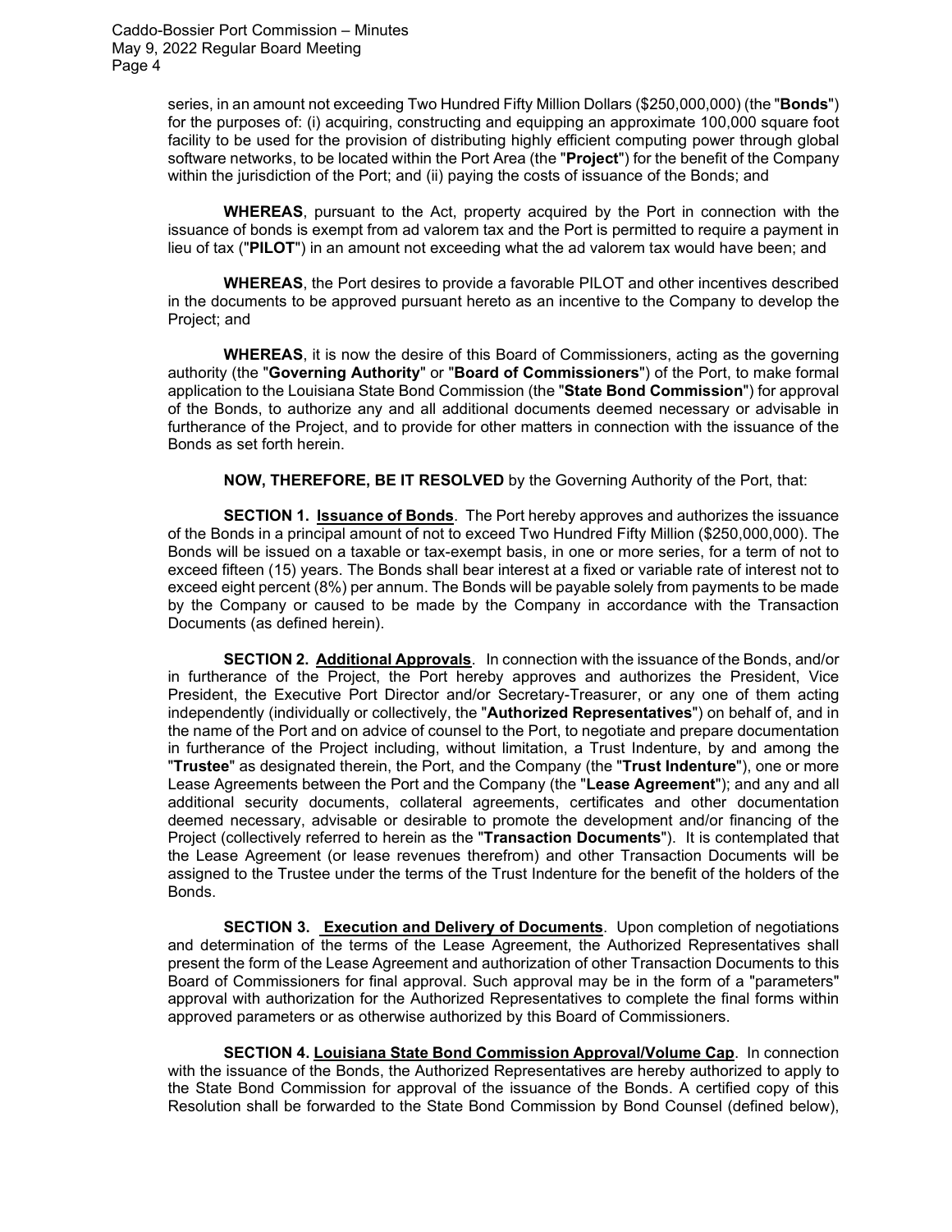series, in an amount not exceeding Two Hundred Fifty Million Dollars ($250,000,000) (the "**Bonds**") for the purposes of: (i) acquiring, constructing and equipping an approximate 100,000 square foot facility to be used for the provision of distributing highly efficient computing power through global software networks, to be located within the Port Area (the "**Project**") for the benefit of the Company within the jurisdiction of the Port; and (ii) paying the costs of issuance of the Bonds; and

**WHEREAS**, pursuant to the Act, property acquired by the Port in connection with the issuance of bonds is exempt from ad valorem tax and the Port is permitted to require a payment in lieu of tax ("**PILOT**") in an amount not exceeding what the ad valorem tax would have been; and

**WHEREAS**, the Port desires to provide a favorable PILOT and other incentives described in the documents to be approved pursuant hereto as an incentive to the Company to develop the Project; and

**WHEREAS**, it is now the desire of this Board of Commissioners, acting as the governing authority (the "**Governing Authority**" or "**Board of Commissioners**") of the Port, to make formal application to the Louisiana State Bond Commission (the "**State Bond Commission**") for approval of the Bonds, to authorize any and all additional documents deemed necessary or advisable in furtherance of the Project, and to provide for other matters in connection with the issuance of the Bonds as set forth herein.

**NOW, THEREFORE, BE IT RESOLVED** by the Governing Authority of the Port, that:

**SECTION 1. <u>Issuance of Bonds</u>**. The Port hereby approves and authorizes the issuance of the Bonds in a principal amount of not to exceed Two Hundred Fifty Million ($250,000,000). The Bonds will be issued on a taxable or tax-exempt basis, in one or more series, for a term of not to exceed fifteen (15) years. The Bonds shall bear interest at a fixed or variable rate of interest not to exceed eight percent (8%) per annum. The Bonds will be payable solely from payments to be made by the Company or caused to be made by the Company in accordance with the Transaction Documents (as defined herein).

**SECTION 2. <u>Additional Approvals</u>**. In connection with the issuance of the Bonds, and/or in furtherance of the Project, the Port hereby approves and authorizes the President, Vice President, the Executive Port Director and/or Secretary-Treasurer, or any one of them acting independently (individually or collectively, the "**Authorized Representatives**") on behalf of, and in the name of the Port and on advice of counsel to the Port, to negotiate and prepare documentation in furtherance of the Project including, without limitation, a Trust Indenture, by and among the "**Trustee**" as designated therein, the Port, and the Company (the "**Trust Indenture**"), one or more Lease Agreements between the Port and the Company (the "**Lease Agreement**"); and any and all additional security documents, collateral agreements, certificates and other documentation deemed necessary, advisable or desirable to promote the development and/or financing of the Project (collectively referred to herein as the "**Transaction Documents**"). It is contemplated that the Lease Agreement (or lease revenues therefrom) and other Transaction Documents will be assigned to the Trustee under the terms of the Trust Indenture for the benefit of the holders of the Bonds.

**SECTION 3. <u>Execution and Delivery of Documents</u>**. Upon completion of negotiations and determination of the terms of the Lease Agreement, the Authorized Representatives shall present the form of the Lease Agreement and authorization of other Transaction Documents to this Board of Commissioners for final approval. Such approval may be in the form of a "parameters" approval with authorization for the Authorized Representatives to complete the final forms within approved parameters or as otherwise authorized by this Board of Commissioners.

**SECTION 4. <u>Louisiana State Bond Commission Approval/Volume Cap</u>**. In connection with the issuance of the Bonds, the Authorized Representatives are hereby authorized to apply to the State Bond Commission for approval of the issuance of the Bonds. A certified copy of this Resolution shall be forwarded to the State Bond Commission by Bond Counsel (defined below),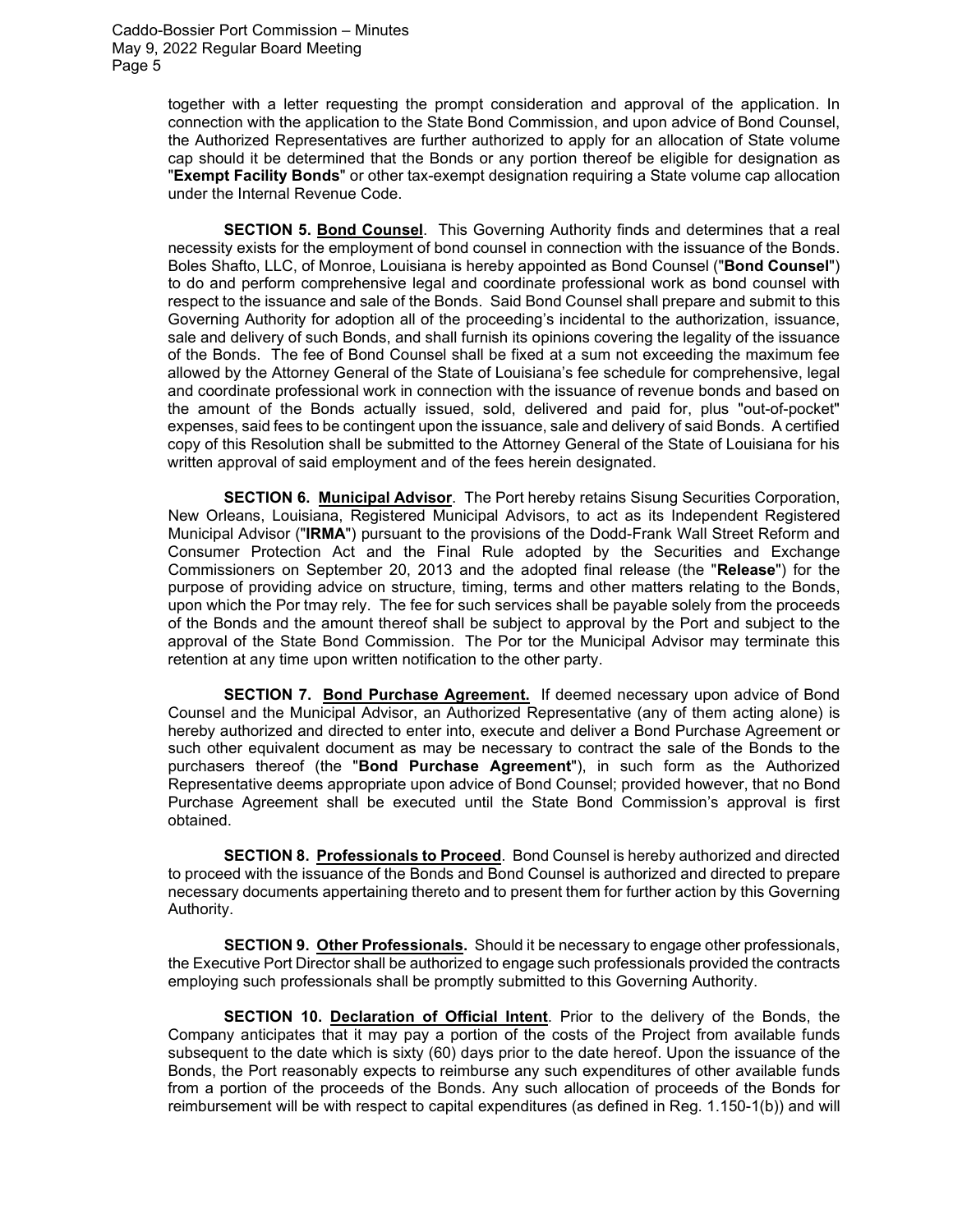together with a letter requesting the prompt consideration and approval of the application. In connection with the application to the State Bond Commission, and upon advice of Bond Counsel, the Authorized Representatives are further authorized to apply for an allocation of State volume cap should it be determined that the Bonds or any portion thereof be eligible for designation as "**Exempt Facility Bonds**" or other tax-exempt designation requiring a State volume cap allocation under the Internal Revenue Code.

**SECTION 5. Bond Counsel**. This Governing Authority finds and determines that a real necessity exists for the employment of bond counsel in connection with the issuance of the Bonds. Boles Shafto, LLC, of Monroe, Louisiana is hereby appointed as Bond Counsel ("**Bond Counsel**") to do and perform comprehensive legal and coordinate professional work as bond counsel with respect to the issuance and sale of the Bonds. Said Bond Counsel shall prepare and submit to this Governing Authority for adoption all of the proceeding's incidental to the authorization, issuance, sale and delivery of such Bonds, and shall furnish its opinions covering the legality of the issuance of the Bonds. The fee of Bond Counsel shall be fixed at a sum not exceeding the maximum fee allowed by the Attorney General of the State of Louisiana's fee schedule for comprehensive, legal and coordinate professional work in connection with the issuance of revenue bonds and based on the amount of the Bonds actually issued, sold, delivered and paid for, plus "out-of-pocket" expenses, said fees to be contingent upon the issuance, sale and delivery of said Bonds. A certified copy of this Resolution shall be submitted to the Attorney General of the State of Louisiana for his written approval of said employment and of the fees herein designated.

**SECTION 6. Municipal Advisor**. The Port hereby retains Sisung Securities Corporation, New Orleans, Louisiana, Registered Municipal Advisors, to act as its Independent Registered Municipal Advisor ("**IRMA**") pursuant to the provisions of the Dodd-Frank Wall Street Reform and Consumer Protection Act and the Final Rule adopted by the Securities and Exchange Commissioners on September 20, 2013 and the adopted final release (the "**Release**") for the purpose of providing advice on structure, timing, terms and other matters relating to the Bonds, upon which the Por tmay rely. The fee for such services shall be payable solely from the proceeds of the Bonds and the amount thereof shall be subject to approval by the Port and subject to the approval of the State Bond Commission. The Por tor the Municipal Advisor may terminate this retention at any time upon written notification to the other party.

**SECTION 7. Bond Purchase Agreement.** If deemed necessary upon advice of Bond Counsel and the Municipal Advisor, an Authorized Representative (any of them acting alone) is hereby authorized and directed to enter into, execute and deliver a Bond Purchase Agreement or such other equivalent document as may be necessary to contract the sale of the Bonds to the purchasers thereof (the "**Bond Purchase Agreement**"), in such form as the Authorized Representative deems appropriate upon advice of Bond Counsel; provided however, that no Bond Purchase Agreement shall be executed until the State Bond Commission's approval is first obtained.

**SECTION 8. Professionals to Proceed**. Bond Counsel is hereby authorized and directed to proceed with the issuance of the Bonds and Bond Counsel is authorized and directed to prepare necessary documents appertaining thereto and to present them for further action by this Governing Authority.

**SECTION 9. Other Professionals.** Should it be necessary to engage other professionals, the Executive Port Director shall be authorized to engage such professionals provided the contracts employing such professionals shall be promptly submitted to this Governing Authority.

**SECTION 10. Declaration of Official Intent**. Prior to the delivery of the Bonds, the Company anticipates that it may pay a portion of the costs of the Project from available funds subsequent to the date which is sixty (60) days prior to the date hereof. Upon the issuance of the Bonds, the Port reasonably expects to reimburse any such expenditures of other available funds from a portion of the proceeds of the Bonds. Any such allocation of proceeds of the Bonds for reimbursement will be with respect to capital expenditures (as defined in Reg. 1.150-1(b)) and will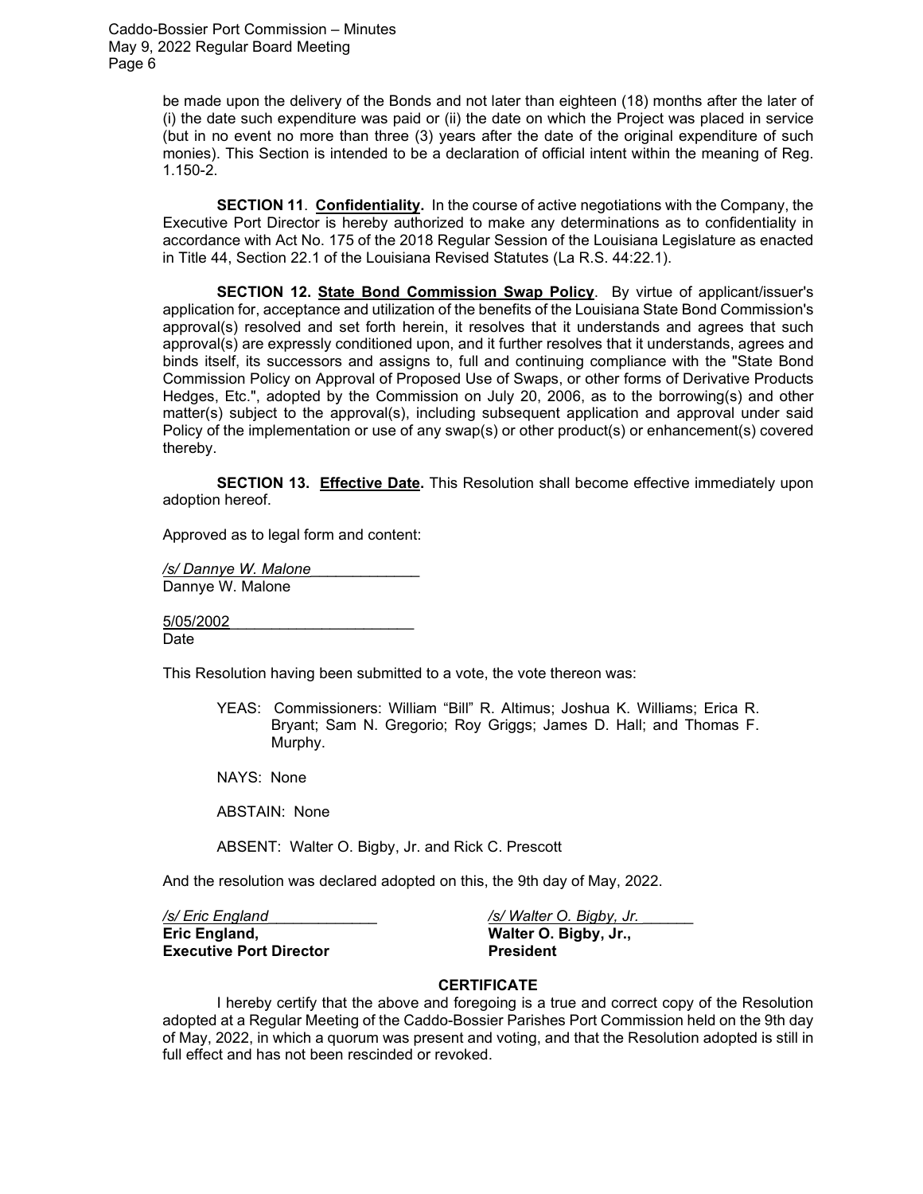be made upon the delivery of the Bonds and not later than eighteen (18) months after the later of (i) the date such expenditure was paid or (ii) the date on which the Project was placed in service (but in no event no more than three (3) years after the date of the original expenditure of such monies). This Section is intended to be a declaration of official intent within the meaning of Reg. 1.150-2.

**SECTION 11**. **Confidentiality.** In the course of active negotiations with the Company, the Executive Port Director is hereby authorized to make any determinations as to confidentiality in accordance with Act No. 175 of the 2018 Regular Session of the Louisiana Legislature as enacted in Title 44, Section 22.1 of the Louisiana Revised Statutes (La R.S. 44:22.1).

**SECTION 12. State Bond Commission Swap Policy**. By virtue of applicant/issuer's application for, acceptance and utilization of the benefits of the Louisiana State Bond Commission's approval(s) resolved and set forth herein, it resolves that it understands and agrees that such approval(s) are expressly conditioned upon, and it further resolves that it understands, agrees and binds itself, its successors and assigns to, full and continuing compliance with the "State Bond Commission Policy on Approval of Proposed Use of Swaps, or other forms of Derivative Products Hedges, Etc.", adopted by the Commission on July 20, 2006, as to the borrowing(s) and other matter(s) subject to the approval(s), including subsequent application and approval under said Policy of the implementation or use of any swap(s) or other product(s) or enhancement(s) covered thereby.

**SECTION 13. Effective Date.** This Resolution shall become effective immediately upon adoption hereof.

Approved as to legal form and content:

*/s/ Dannye W. Malone*
Dannye W. Malone

5/05/2002
Date

This Resolution having been submitted to a vote, the vote thereon was:

YEAS: Commissioners: William "Bill" R. Altimus; Joshua K. Williams; Erica R. Bryant; Sam N. Gregorio; Roy Griggs; James D. Hall; and Thomas F. Murphy.

NAYS: None

ABSTAIN: None

ABSENT: Walter O. Bigby, Jr. and Rick C. Prescott

And the resolution was declared adopted on this, the 9th day of May, 2022.

*/s/ Eric England*
**Eric England,**
**Executive Port Director**

*/s/ Walter O. Bigby, Jr.*
**Walter O. Bigby, Jr.,**
**President**

**CERTIFICATE**

I hereby certify that the above and foregoing is a true and correct copy of the Resolution adopted at a Regular Meeting of the Caddo-Bossier Parishes Port Commission held on the 9th day of May, 2022, in which a quorum was present and voting, and that the Resolution adopted is still in full effect and has not been rescinded or revoked.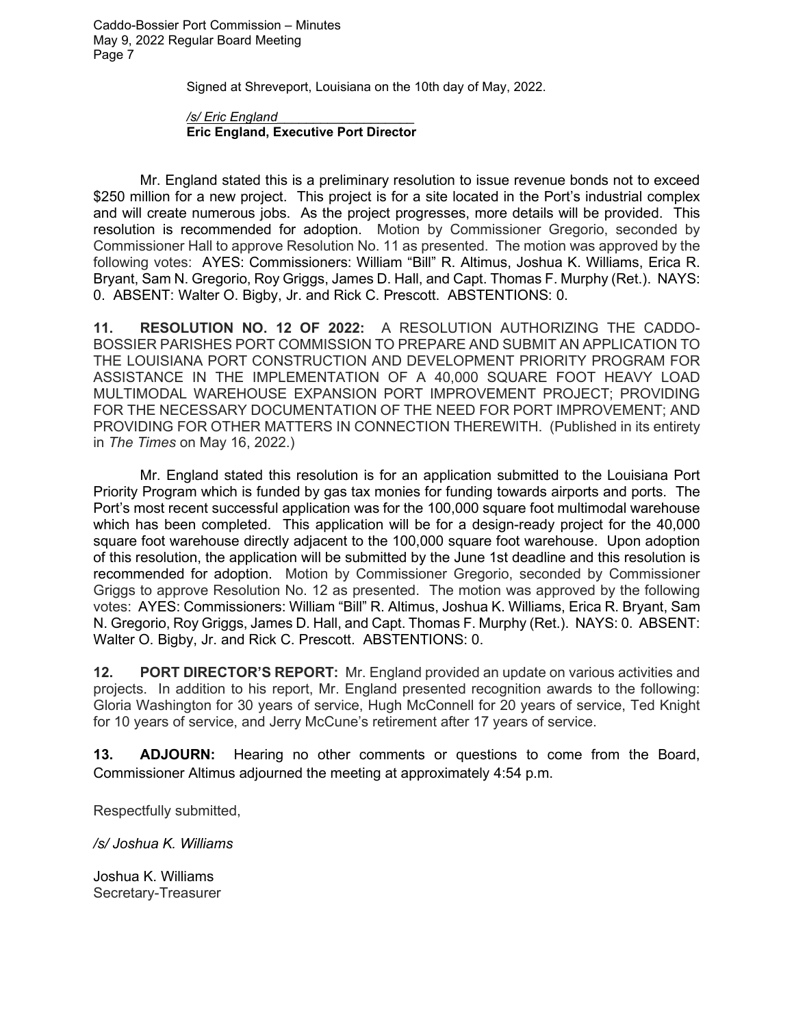Signed at Shreveport, Louisiana on the 10th day of May, 2022.

*/s/ Eric England*
**Eric England, Executive Port Director**

Mr. England stated this is a preliminary resolution to issue revenue bonds not to exceed $250 million for a new project. This project is for a site located in the Port's industrial complex and will create numerous jobs. As the project progresses, more details will be provided. This resolution is recommended for adoption. Motion by Commissioner Gregorio, seconded by Commissioner Hall to approve Resolution No. 11 as presented. The motion was approved by the following votes: AYES: Commissioners: William "Bill" R. Altimus, Joshua K. Williams, Erica R. Bryant, Sam N. Gregorio, Roy Griggs, James D. Hall, and Capt. Thomas F. Murphy (Ret.). NAYS: 0. ABSENT: Walter O. Bigby, Jr. and Rick C. Prescott. ABSTENTIONS: 0.

**11. RESOLUTION NO. 12 OF 2022:** A RESOLUTION AUTHORIZING THE CADDO-BOSSIER PARISHES PORT COMMISSION TO PREPARE AND SUBMIT AN APPLICATION TO THE LOUISIANA PORT CONSTRUCTION AND DEVELOPMENT PRIORITY PROGRAM FOR ASSISTANCE IN THE IMPLEMENTATION OF A 40,000 SQUARE FOOT HEAVY LOAD MULTIMODAL WAREHOUSE EXPANSION PORT IMPROVEMENT PROJECT; PROVIDING FOR THE NECESSARY DOCUMENTATION OF THE NEED FOR PORT IMPROVEMENT; AND PROVIDING FOR OTHER MATTERS IN CONNECTION THEREWITH. (Published in its entirety in *The Times* on May 16, 2022.)

Mr. England stated this resolution is for an application submitted to the Louisiana Port Priority Program which is funded by gas tax monies for funding towards airports and ports. The Port's most recent successful application was for the 100,000 square foot multimodal warehouse which has been completed. This application will be for a design-ready project for the 40,000 square foot warehouse directly adjacent to the 100,000 square foot warehouse. Upon adoption of this resolution, the application will be submitted by the June 1st deadline and this resolution is recommended for adoption. Motion by Commissioner Gregorio, seconded by Commissioner Griggs to approve Resolution No. 12 as presented. The motion was approved by the following votes: AYES: Commissioners: William "Bill" R. Altimus, Joshua K. Williams, Erica R. Bryant, Sam N. Gregorio, Roy Griggs, James D. Hall, and Capt. Thomas F. Murphy (Ret.). NAYS: 0. ABSENT: Walter O. Bigby, Jr. and Rick C. Prescott. ABSTENTIONS: 0.

**12. PORT DIRECTOR'S REPORT:** Mr. England provided an update on various activities and projects. In addition to his report, Mr. England presented recognition awards to the following: Gloria Washington for 30 years of service, Hugh McConnell for 20 years of service, Ted Knight for 10 years of service, and Jerry McCune's retirement after 17 years of service.

**13. ADJOURN:** Hearing no other comments or questions to come from the Board, Commissioner Altimus adjourned the meeting at approximately 4:54 p.m.

Respectfully submitted,

*/s/ Joshua K. Williams*

Joshua K. Williams
Secretary-Treasurer